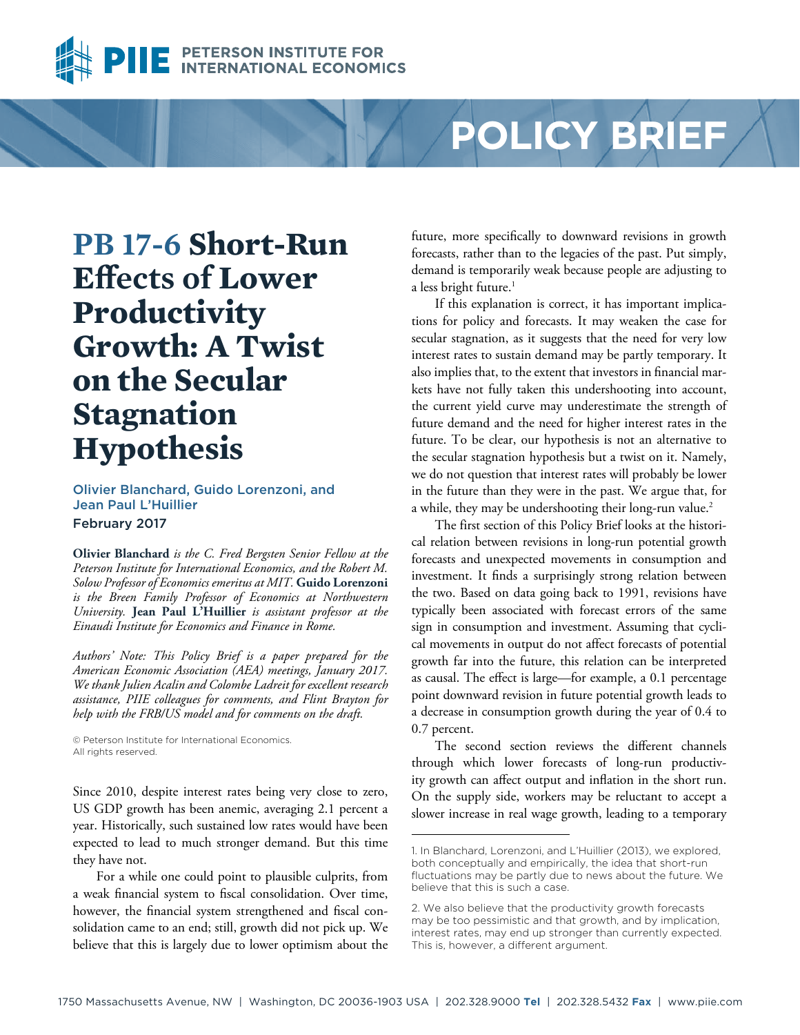# PB 17-6 Short-Run Effects of Lower Productivity Growth: A Twist on the Secular Stagnation Hypothesis

**Olivier Blanchard, Guido Lorenzoni, and Jean Paul L'Huillier**
February 2017

**Olivier Blanchard** *is the C. Fred Bergsten Senior Fellow at the Peterson Institute for International Economics, and the Robert M. Solow Professor of Economics emeritus at MIT.* **Guido Lorenzoni** *is the Breen Family Professor of Economics at Northwestern University.* **Jean Paul L'Huillier** *is assistant professor at the Einaudi Institute for Economics and Finance in Rome.*

*Authors' Note: This Policy Brief is a paper prepared for the American Economic Association (AEA) meetings, January 2017. We thank Julien Acalin and Colombe Ladreit for excellent research assistance, PIIE colleagues for comments, and Flint Brayton for help with the FRB/US model and for comments on the draft.*

© Peterson Institute for International Economics. All rights reserved.

Since 2010, despite interest rates being very close to zero, US GDP growth has been anemic, averaging 2.1 percent a year. Historically, such sustained low rates would have been expected to lead to much stronger demand. But this time they have not.

For a while one could point to plausible culprits, from a weak financial system to fiscal consolidation. Over time, however, the financial system strengthened and fiscal consolidation came to an end; still, growth did not pick up. We believe that this is largely due to lower optimism about the future, more specifically to downward revisions in growth forecasts, rather than to the legacies of the past. Put simply, demand is temporarily weak because people are adjusting to a less bright future.[1]

If this explanation is correct, it has important implications for policy and forecasts. It may weaken the case for secular stagnation, as it suggests that the need for very low interest rates to sustain demand may be partly temporary. It also implies that, to the extent that investors in financial markets have not fully taken this undershooting into account, the current yield curve may underestimate the strength of future demand and the need for higher interest rates in the future. To be clear, our hypothesis is not an alternative to the secular stagnation hypothesis but a twist on it. Namely, we do not question that interest rates will probably be lower in the future than they were in the past. We argue that, for a while, they may be undershooting their long-run value.[2]

The first section of this Policy Brief looks at the historical relation between revisions in long-run potential growth forecasts and unexpected movements in consumption and investment. It finds a surprisingly strong relation between the two. Based on data going back to 1991, revisions have typically been associated with forecast errors of the same sign in consumption and investment. Assuming that cyclical movements in output do not affect forecasts of potential growth far into the future, this relation can be interpreted as causal. The effect is large—for example, a 0.1 percentage point downward revision in future potential growth leads to a decrease in consumption growth during the year of 0.4 to 0.7 percent.

The second section reviews the different channels through which lower forecasts of long-run productivity growth can affect output and inflation in the short run. On the supply side, workers may be reluctant to accept a slower increase in real wage growth, leading to a temporary

1. In Blanchard, Lorenzoni, and L'Huillier (2013), we explored, both conceptually and empirically, the idea that short-run fluctuations may be partly due to news about the future. We believe that this is such a case.

2. We also believe that the productivity growth forecasts may be too pessimistic and that growth, and by implication, interest rates, may end up stronger than currently expected. This is, however, a different argument.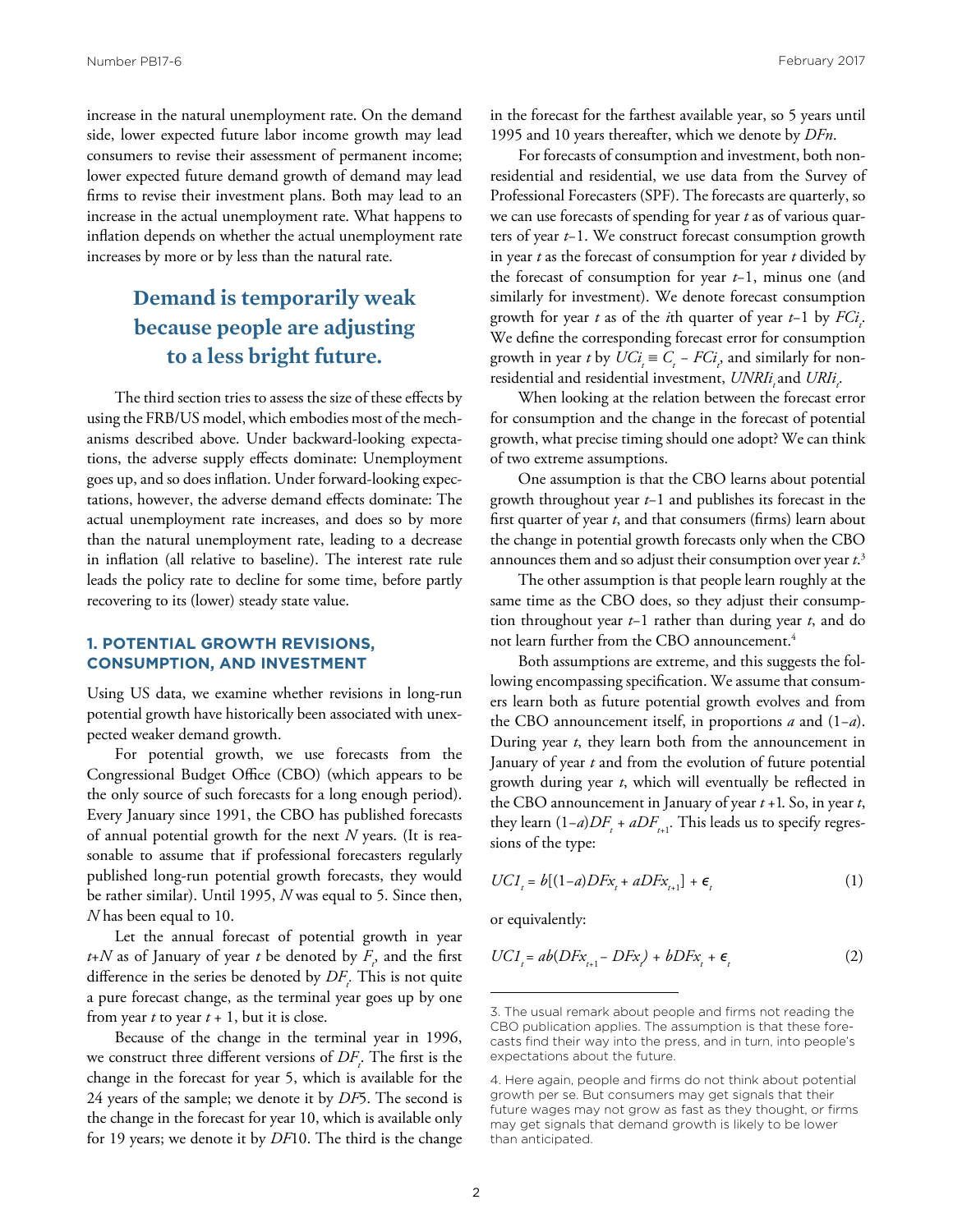increase in the natural unemployment rate. On the demand side, lower expected future labor income growth may lead consumers to revise their assessment of permanent income; lower expected future demand growth of demand may lead firms to revise their investment plans. Both may lead to an increase in the actual unemployment rate. What happens to inflation depends on whether the actual unemployment rate increases by more or by less than the natural rate.

> **Demand is temporarily weak because people are adjusting to a less bright future.**

The third section tries to assess the size of these effects by using the FRB/US model, which embodies most of the mechanisms described above. Under backward-looking expectations, the adverse supply effects dominate: Unemployment goes up, and so does inflation. Under forward-looking expectations, however, the adverse demand effects dominate: The actual unemployment rate increases, and does so by more than the natural unemployment rate, leading to a decrease in inflation (all relative to baseline). The interest rate rule leads the policy rate to decline for some time, before partly recovering to its (lower) steady state value.

## 1. POTENTIAL GROWTH REVISIONS, CONSUMPTION, AND INVESTMENT

Using US data, we examine whether revisions in long-run potential growth have historically been associated with unexpected weaker demand growth.

For potential growth, we use forecasts from the Congressional Budget Office (CBO) (which appears to be the only source of such forecasts for a long enough period). Every January since 1991, the CBO has published forecasts of annual potential growth for the next $N$ years. (It is reasonable to assume that if professional forecasters regularly published long-run potential growth forecasts, they would be rather similar). Until 1995, $N$ was equal to 5. Since then, $N$ has been equal to 10.

Let the annual forecast of potential growth in year $t+N$ as of January of year $t$ be denoted by $F_t$, and the first difference in the series be denoted by $DF_t$. This is not quite a pure forecast change, as the terminal year goes up by one from year $t$ to year $t+1$, but it is close.

Because of the change in the terminal year in 1996, we construct three different versions of $DF_t$. The first is the change in the forecast for year 5, which is available for the 24 years of the sample; we denote it by *DF*5. The second is the change in the forecast for year 10, which is available only for 19 years; we denote it by *DF*10. The third is the change in the forecast for the farthest available year, so 5 years until 1995 and 10 years thereafter, which we denote by *DFn*.

For forecasts of consumption and investment, both nonresidential and residential, we use data from the Survey of Professional Forecasters (SPF). The forecasts are quarterly, so we can use forecasts of spending for year $t$ as of various quarters of year $t$–1. We construct forecast consumption growth in year $t$ as the forecast of consumption for year $t$ divided by the forecast of consumption for year $t$–1, minus one (and similarly for investment). We denote forecast consumption growth for year $t$ as of the $i$th quarter of year $t$–1 by $FCi_t$. We define the corresponding forecast error for consumption growth in year $t$ by $UCi_t \equiv C_t - FCi_t$, and similarly for nonresidential and residential investment, $UNRIi_t$ and $URIi_t$.

When looking at the relation between the forecast error for consumption and the change in the forecast of potential growth, what precise timing should one adopt? We can think of two extreme assumptions.

One assumption is that the CBO learns about potential growth throughout year $t$–1 and publishes its forecast in the first quarter of year $t$, and that consumers (firms) learn about the change in potential growth forecasts only when the CBO announces them and so adjust their consumption over year $t$.[3]

The other assumption is that people learn roughly at the same time as the CBO does, so they adjust their consumption throughout year $t$–1 rather than during year $t$, and do not learn further from the CBO announcement.[4]

Both assumptions are extreme, and this suggests the following encompassing specification. We assume that consumers learn both as future potential growth evolves and from the CBO announcement itself, in proportions $a$ and $(1-a)$. During year $t$, they learn both from the announcement in January of year $t$ and from the evolution of future potential growth during year $t$, which will eventually be reflected in the CBO announcement in January of year $t+1$. So, in year $t$, they learn $(1-a)DF_t + aDF_{t+1}$. This leads us to specify regressions of the type:

$$UC1_t = b[(1-a)DFx_t + aDFx_{t+1}] + \epsilon_t \tag{1}$$

or equivalently:

$$UC1_t = ab(DFx_{t+1} - DFx_t) + bDFx_t + \epsilon_t \tag{2}$$

---

3. The usual remark about people and firms not reading the CBO publication applies. The assumption is that these forecasts find their way into the press, and in turn, into people's expectations about the future.

4. Here again, people and firms do not think about potential growth per se. But consumers may get signals that their future wages may not grow as fast as they thought, or firms may get signals that demand growth is likely to be lower than anticipated.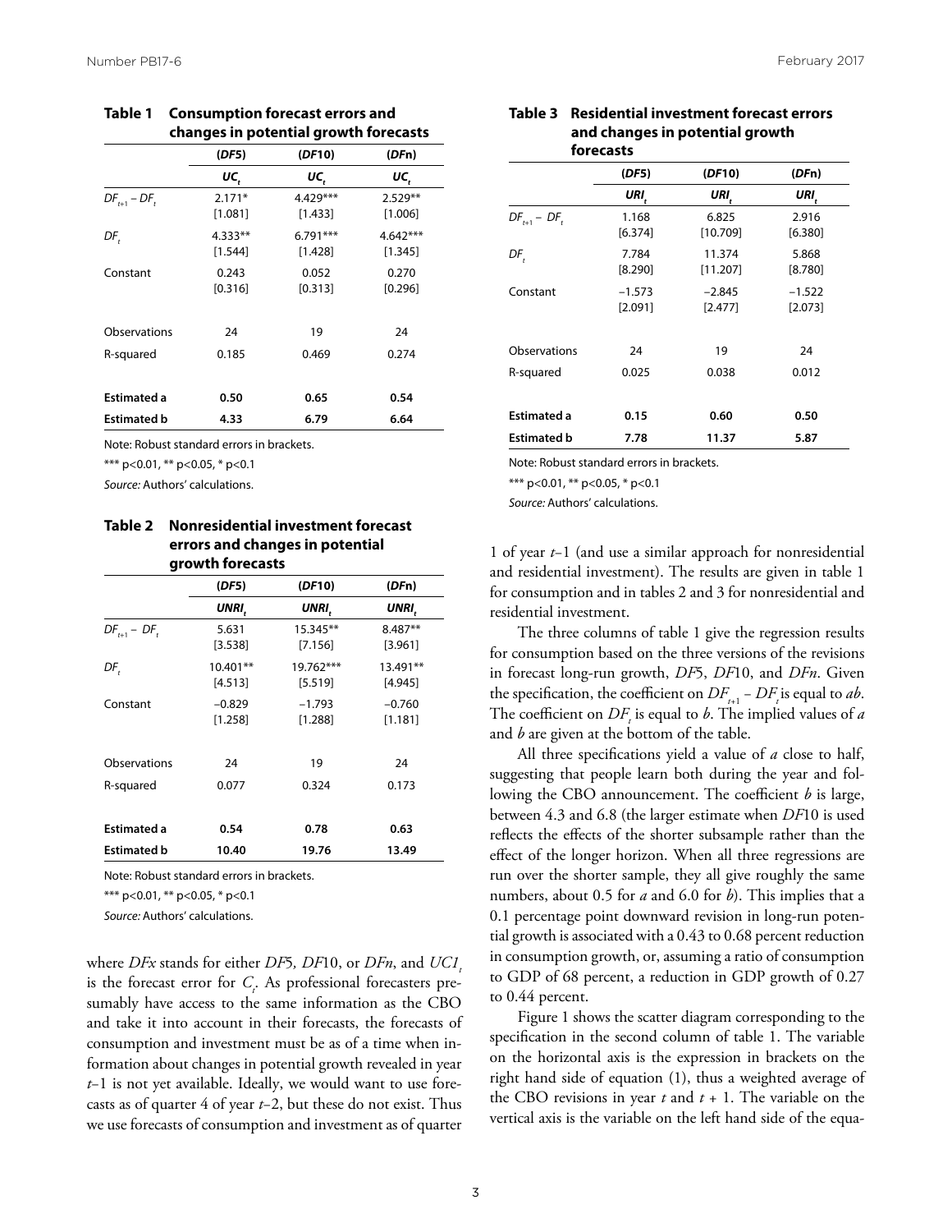**Table 1 Consumption forecast errors and changes in potential growth forecasts**

| | (*DF*5) | (*DF*10) | (*DF*n) |
|---|---|---|---|
| | $UC_t$ | $UC_t$ | $UC_t$ |
| $DF_{t+1} - DF_t$ | 2.171* | 4.429*** | 2.529** |
| | [1.081] | [1.433] | [1.006] |
| $DF_t$ | 4.333** | 6.791*** | 4.642*** |
| | [1.544] | [1.428] | [1.345] |
| Constant | 0.243 | 0.052 | 0.270 |
| | [0.316] | [0.313] | [0.296] |
| Observations | 24 | 19 | 24 |
| R-squared | 0.185 | 0.469 | 0.274 |
| **Estimated a** | **0.50** | **0.65** | **0.54** |
| **Estimated b** | **4.33** | **6.79** | **6.64** |

Note: Robust standard errors in brackets.

*** p<0.01, ** p<0.05, * p<0.1

*Source:* Authors' calculations.

**Table 2 Nonresidential investment forecast errors and changes in potential growth forecasts**

| | (*DF*5) | (*DF*10) | (*DF*n) |
|---|---|---|---|
| | $UNRI_t$ | $UNRI_t$ | $UNRI_t$ |
| $DF_{t+1} - DF_t$ | 5.631 | 15.345** | 8.487** |
| | [3.538] | [7.156] | [3.961] |
| $DF_t$ | 10.401** | 19.762*** | 13.491** |
| | [4.513] | [5.519] | [4.945] |
| Constant | −0.829 | −1.793 | −0.760 |
| | [1.258] | [1.288] | [1.181] |
| Observations | 24 | 19 | 24 |
| R-squared | 0.077 | 0.324 | 0.173 |
| **Estimated a** | **0.54** | **0.78** | **0.63** |
| **Estimated b** | **10.40** | **19.76** | **13.49** |

Note: Robust standard errors in brackets.

*** p<0.01, ** p<0.05, * p<0.1

*Source:* Authors' calculations.

where *DFx* stands for either *DF*5*, DF*10, or *DFn*, and $UC1_t$ is the forecast error for $C_t$. As professional forecasters presumably have access to the same information as the CBO and take it into account in their forecasts, the forecasts of consumption and investment must be as of a time when information about changes in potential growth revealed in year *t*–1 is not yet available. Ideally, we would want to use forecasts as of quarter 4 of year *t*–2, but these do not exist. Thus we use forecasts of consumption and investment as of quarter 1 of year *t*–1 (and use a similar approach for nonresidential and residential investment). The results are given in table 1 for consumption and in tables 2 and 3 for nonresidential and residential investment.

**Table 3 Residential investment forecast errors and changes in potential growth forecasts**

| | (*DF*5) | (*DF*10) | (*DF*n) |
|---|---|---|---|
| | $URI_t$ | $URI_t$ | $URI_t$ |
| $DF_{t+1} - DF_t$ | 1.168 | 6.825 | 2.916 |
| | [6.374] | [10.709] | [6.380] |
| $DF_t$ | 7.784 | 11.374 | 5.868 |
| | [8.290] | [11.207] | [8.780] |
| Constant | −1.573 | −2.845 | −1.522 |
| | [2.091] | [2.477] | [2.073] |
| Observations | 24 | 19 | 24 |
| R-squared | 0.025 | 0.038 | 0.012 |
| **Estimated a** | **0.15** | **0.60** | **0.50** |
| **Estimated b** | **7.78** | **11.37** | **5.87** |

Note: Robust standard errors in brackets.

*** p<0.01, ** p<0.05, * p<0.1

*Source:* Authors' calculations.

The three columns of table 1 give the regression results for consumption based on the three versions of the revisions in forecast long-run growth, *DF*5, *DF*10, and *DFn*. Given the specification, the coefficient on $DF_{t+1} - DF_t$ is equal to *ab*. The coefficient on $DF_t$ is equal to *b*. The implied values of *a* and *b* are given at the bottom of the table.

All three specifications yield a value of *a* close to half, suggesting that people learn both during the year and following the CBO announcement. The coefficient *b* is large, between 4.3 and 6.8 (the larger estimate when *DF*10 is used reflects the effects of the shorter subsample rather than the effect of the longer horizon. When all three regressions are run over the shorter sample, they all give roughly the same numbers, about 0.5 for *a* and 6.0 for *b*). This implies that a 0.1 percentage point downward revision in long-run potential growth is associated with a 0.43 to 0.68 percent reduction in consumption growth, or, assuming a ratio of consumption to GDP of 68 percent, a reduction in GDP growth of 0.27 to 0.44 percent.

Figure 1 shows the scatter diagram corresponding to the specification in the second column of table 1. The variable on the horizontal axis is the expression in brackets on the right hand side of equation (1), thus a weighted average of the CBO revisions in year *t* and *t* + 1. The variable on the vertical axis is the variable on the left hand side of the equa-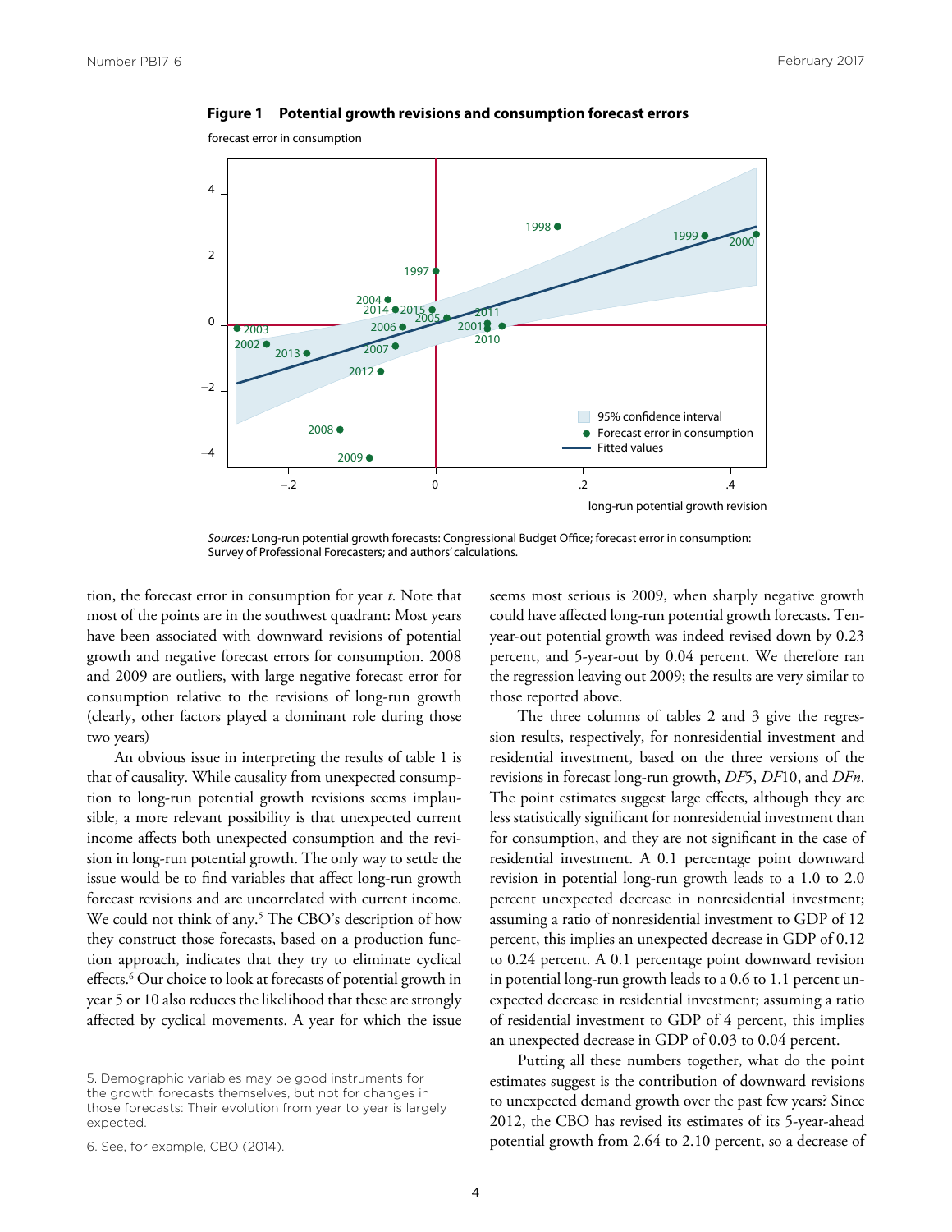**Figure 1 Potential growth revisions and consumption forecast errors**

*Sources:* Long-run potential growth forecasts: Congressional Budget Office; forecast error in consumption: Survey of Professional Forecasters; and authors' calculations.

tion, the forecast error in consumption for year *t*. Note that most of the points are in the southwest quadrant: Most years have been associated with downward revisions of potential growth and negative forecast errors for consumption. 2008 and 2009 are outliers, with large negative forecast error for consumption relative to the revisions of long-run growth (clearly, other factors played a dominant role during those two years)

An obvious issue in interpreting the results of table 1 is that of causality. While causality from unexpected consumption to long-run potential growth revisions seems implausible, a more relevant possibility is that unexpected current income affects both unexpected consumption and the revision in long-run potential growth. The only way to settle the issue would be to find variables that affect long-run growth forecast revisions and are uncorrelated with current income. We could not think of any.[5] The CBO's description of how they construct those forecasts, based on a production function approach, indicates that they try to eliminate cyclical effects.[6] Our choice to look at forecasts of potential growth in year 5 or 10 also reduces the likelihood that these are strongly affected by cyclical movements. A year for which the issue seems most serious is 2009, when sharply negative growth could have affected long-run potential growth forecasts. Ten-year-out potential growth was indeed revised down by 0.23 percent, and 5-year-out by 0.04 percent. We therefore ran the regression leaving out 2009; the results are very similar to those reported above.

The three columns of tables 2 and 3 give the regression results, respectively, for nonresidential investment and residential investment, based on the three versions of the revisions in forecast long-run growth, *DF*5, *DF*10, and *DFn*. The point estimates suggest large effects, although they are less statistically significant for nonresidential investment than for consumption, and they are not significant in the case of residential investment. A 0.1 percentage point downward revision in potential long-run growth leads to a 1.0 to 2.0 percent unexpected decrease in nonresidential investment; assuming a ratio of nonresidential investment to GDP of 12 percent, this implies an unexpected decrease in GDP of 0.12 to 0.24 percent. A 0.1 percentage point downward revision in potential long-run growth leads to a 0.6 to 1.1 percent unexpected decrease in residential investment; assuming a ratio of residential investment to GDP of 4 percent, this implies an unexpected decrease in GDP of 0.03 to 0.04 percent.

Putting all these numbers together, what do the point estimates suggest is the contribution of downward revisions to unexpected demand growth over the past few years? Since 2012, the CBO has revised its estimates of its 5-year-ahead potential growth from 2.64 to 2.10 percent, so a decrease of

---

5. Demographic variables may be good instruments for the growth forecasts themselves, but not for changes in those forecasts: Their evolution from year to year is largely expected.

6. See, for example, CBO (2014).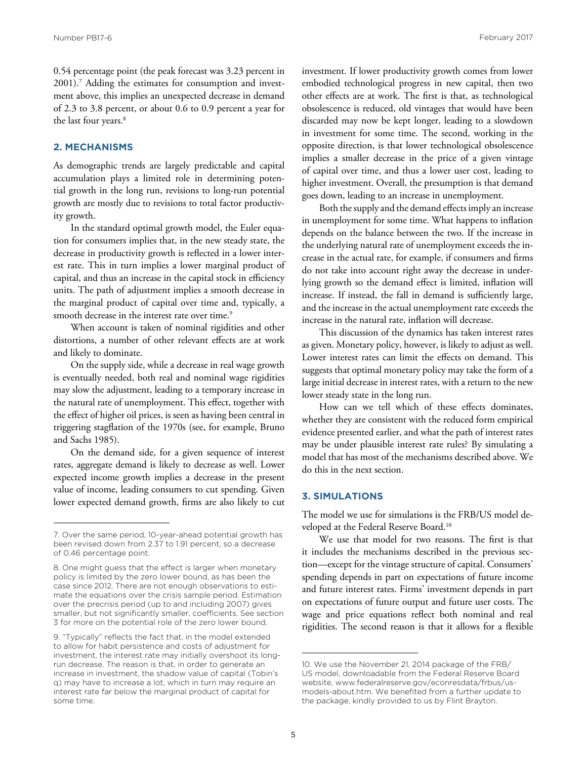0.54 percentage point (the peak forecast was 3.23 percent in 2001).[7] Adding the estimates for consumption and investment above, this implies an unexpected decrease in demand of 2.3 to 3.8 percent, or about 0.6 to 0.9 percent a year for the last four years.[8]

## 2. MECHANISMS

As demographic trends are largely predictable and capital accumulation plays a limited role in determining potential growth in the long run, revisions to long-run potential growth are mostly due to revisions to total factor productivity growth.

In the standard optimal growth model, the Euler equation for consumers implies that, in the new steady state, the decrease in productivity growth is reflected in a lower interest rate. This in turn implies a lower marginal product of capital, and thus an increase in the capital stock in efficiency units. The path of adjustment implies a smooth decrease in the marginal product of capital over time and, typically, a smooth decrease in the interest rate over time.[9]

When account is taken of nominal rigidities and other distortions, a number of other relevant effects are at work and likely to dominate.

On the supply side, while a decrease in real wage growth is eventually needed, both real and nominal wage rigidities may slow the adjustment, leading to a temporary increase in the natural rate of unemployment. This effect, together with the effect of higher oil prices, is seen as having been central in triggering stagflation of the 1970s (see, for example, Bruno and Sachs 1985).

On the demand side, for a given sequence of interest rates, aggregate demand is likely to decrease as well. Lower expected income growth implies a decrease in the present value of income, leading consumers to cut spending. Given lower expected demand growth, firms are also likely to cut investment. If lower productivity growth comes from lower embodied technological progress in new capital, then two other effects are at work. The first is that, as technological obsolescence is reduced, old vintages that would have been discarded may now be kept longer, leading to a slowdown in investment for some time. The second, working in the opposite direction, is that lower technological obsolescence implies a smaller decrease in the price of a given vintage of capital over time, and thus a lower user cost, leading to higher investment. Overall, the presumption is that demand goes down, leading to an increase in unemployment.

Both the supply and the demand effects imply an increase in unemployment for some time. What happens to inflation depends on the balance between the two. If the increase in the underlying natural rate of unemployment exceeds the increase in the actual rate, for example, if consumers and firms do not take into account right away the decrease in underlying growth so the demand effect is limited, inflation will increase. If instead, the fall in demand is sufficiently large, and the increase in the actual unemployment rate exceeds the increase in the natural rate, inflation will decrease.

This discussion of the dynamics has taken interest rates as given. Monetary policy, however, is likely to adjust as well. Lower interest rates can limit the effects on demand. This suggests that optimal monetary policy may take the form of a large initial decrease in interest rates, with a return to the new lower steady state in the long run.

How can we tell which of these effects dominates, whether they are consistent with the reduced form empirical evidence presented earlier, and what the path of interest rates may be under plausible interest rate rules? By simulating a model that has most of the mechanisms described above. We do this in the next section.

## 3. SIMULATIONS

The model we use for simulations is the FRB/US model developed at the Federal Reserve Board.[10]

We use that model for two reasons. The first is that it includes the mechanisms described in the previous section—except for the vintage structure of capital. Consumers' spending depends in part on expectations of future income and future interest rates. Firms' investment depends in part on expectations of future output and future user costs. The wage and price equations reflect both nominal and real rigidities. The second reason is that it allows for a flexible

---

7. Over the same period, 10-year-ahead potential growth has been revised down from 2.37 to 1.91 percent, so a decrease of 0.46 percentage point.

8. One might guess that the effect is larger when monetary policy is limited by the zero lower bound, as has been the case since 2012. There are not enough observations to estimate the equations over the crisis sample period. Estimation over the precrisis period (up to and including 2007) gives smaller, but not significantly smaller, coefficients. See section 3 for more on the potential role of the zero lower bound.

9. "Typically" reflects the fact that, in the model extended to allow for habit persistence and costs of adjustment for investment, the interest rate may initially overshoot its long-run decrease. The reason is that, in order to generate an increase in investment, the shadow value of capital (Tobin's q) may have to increase a lot, which in turn may require an interest rate far below the marginal product of capital for some time.

10. We use the November 21, 2014 package of the FRB/US model, downloadable from the Federal Reserve Board website, www.federalreserve.gov/econresdata/frbus/us-models-about.htm. We benefited from a further update to the package, kindly provided to us by Flint Brayton.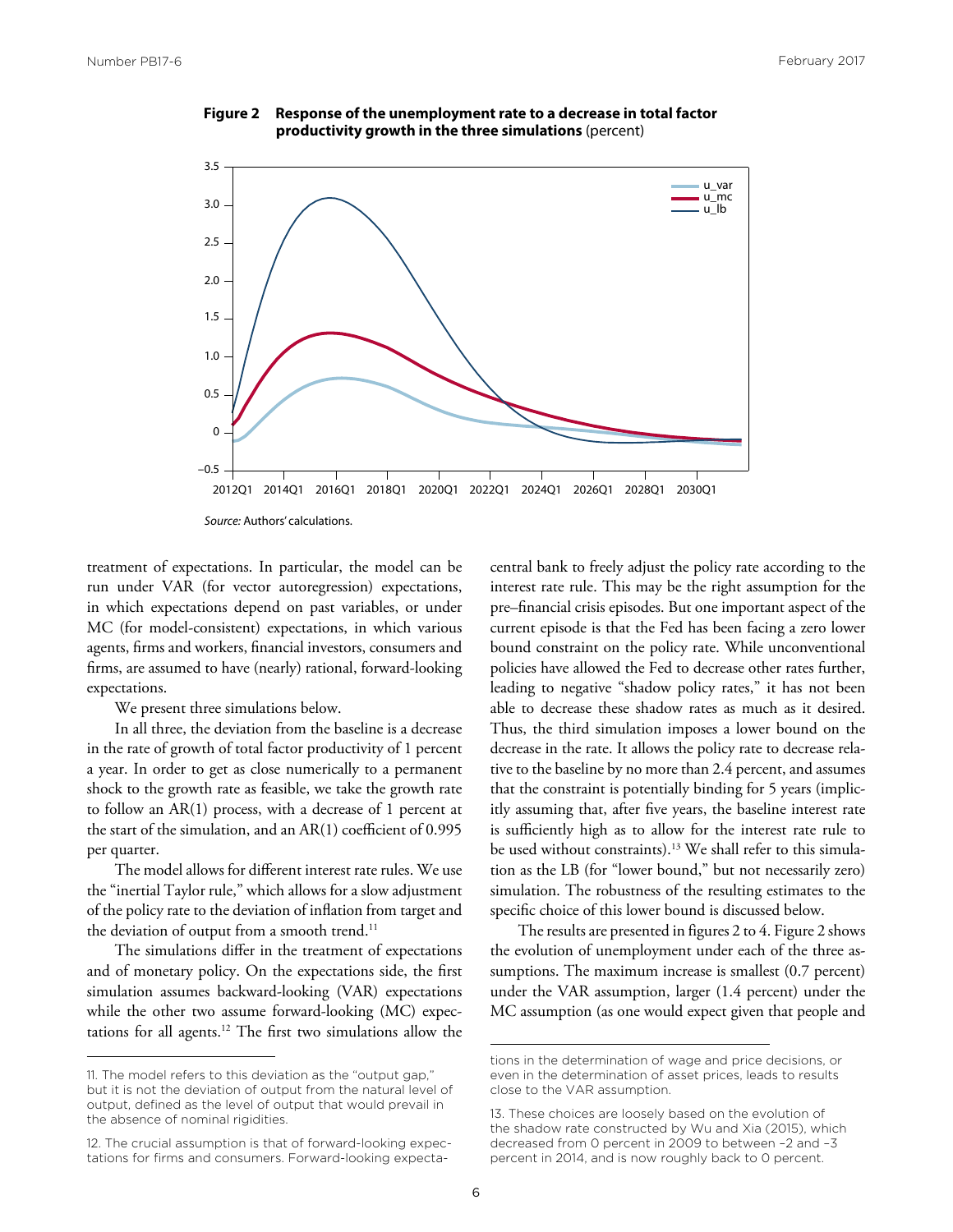**Figure 2 Response of the unemployment rate to a decrease in total factor productivity growth in the three simulations** (percent)

*Source:* Authors' calculations.

treatment of expectations. In particular, the model can be run under VAR (for vector autoregression) expectations, in which expectations depend on past variables, or under MC (for model-consistent) expectations, in which various agents, firms and workers, financial investors, consumers and firms, are assumed to have (nearly) rational, forward-looking expectations.

We present three simulations below.

In all three, the deviation from the baseline is a decrease in the rate of growth of total factor productivity of 1 percent a year. In order to get as close numerically to a permanent shock to the growth rate as feasible, we take the growth rate to follow an AR(1) process, with a decrease of 1 percent at the start of the simulation, and an AR(1) coefficient of 0.995 per quarter.

The model allows for different interest rate rules. We use the "inertial Taylor rule," which allows for a slow adjustment of the policy rate to the deviation of inflation from target and the deviation of output from a smooth trend.[11]

The simulations differ in the treatment of expectations and of monetary policy. On the expectations side, the first simulation assumes backward-looking (VAR) expectations while the other two assume forward-looking (MC) expectations for all agents.[12] The first two simulations allow the central bank to freely adjust the policy rate according to the interest rate rule. This may be the right assumption for the pre–financial crisis episodes. But one important aspect of the current episode is that the Fed has been facing a zero lower bound constraint on the policy rate. While unconventional policies have allowed the Fed to decrease other rates further, leading to negative "shadow policy rates," it has not been able to decrease these shadow rates as much as it desired. Thus, the third simulation imposes a lower bound on the decrease in the rate. It allows the policy rate to decrease relative to the baseline by no more than 2.4 percent, and assumes that the constraint is potentially binding for 5 years (implicitly assuming that, after five years, the baseline interest rate is sufficiently high as to allow for the interest rate rule to be used without constraints).[13] We shall refer to this simulation as the LB (for "lower bound," but not necessarily zero) simulation. The robustness of the resulting estimates to the specific choice of this lower bound is discussed below.

The results are presented in figures 2 to 4. Figure 2 shows the evolution of unemployment under each of the three assumptions. The maximum increase is smallest (0.7 percent) under the VAR assumption, larger (1.4 percent) under the MC assumption (as one would expect given that people and

---

11. The model refers to this deviation as the "output gap," but it is not the deviation of output from the natural level of output, defined as the level of output that would prevail in the absence of nominal rigidities.

12. The crucial assumption is that of forward-looking expectations for firms and consumers. Forward-looking expectations in the determination of wage and price decisions, or even in the determination of asset prices, leads to results close to the VAR assumption.

13. These choices are loosely based on the evolution of the shadow rate constructed by Wu and Xia (2015), which decreased from 0 percent in 2009 to between –2 and –3 percent in 2014, and is now roughly back to 0 percent.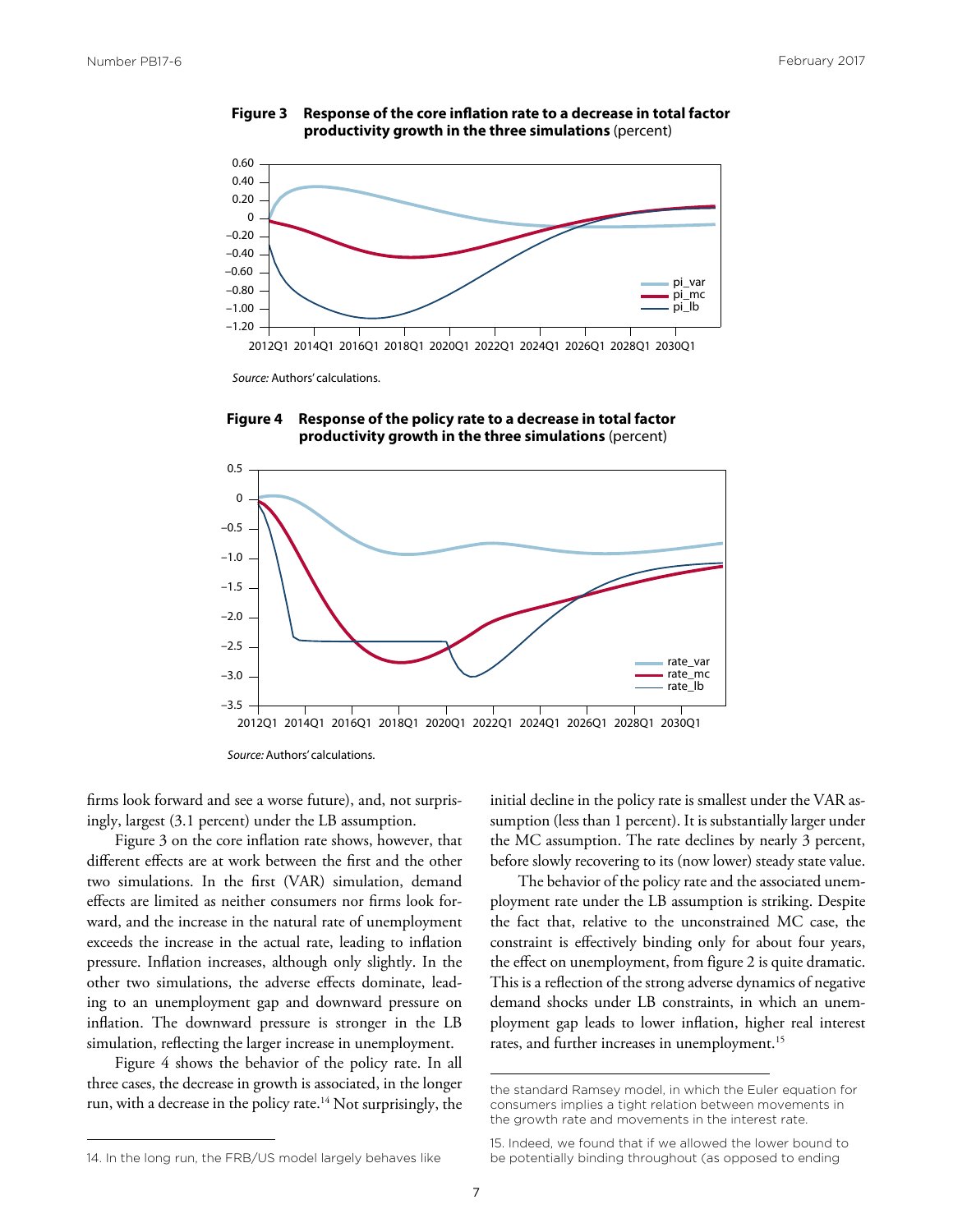**Figure 3 Response of the core inflation rate to a decrease in total factor productivity growth in the three simulations** (percent)

*Source:* Authors' calculations.

**Figure 4 Response of the policy rate to a decrease in total factor productivity growth in the three simulations** (percent)

*Source:* Authors' calculations.

firms look forward and see a worse future), and, not surprisingly, largest (3.1 percent) under the LB assumption.

Figure 3 on the core inflation rate shows, however, that different effects are at work between the first and the other two simulations. In the first (VAR) simulation, demand effects are limited as neither consumers nor firms look forward, and the increase in the natural rate of unemployment exceeds the increase in the actual rate, leading to inflation pressure. Inflation increases, although only slightly. In the other two simulations, the adverse effects dominate, leading to an unemployment gap and downward pressure on inflation. The downward pressure is stronger in the LB simulation, reflecting the larger increase in unemployment.

Figure 4 shows the behavior of the policy rate. In all three cases, the decrease in growth is associated, in the longer run, with a decrease in the policy rate.[14] Not surprisingly, the initial decline in the policy rate is smallest under the VAR assumption (less than 1 percent). It is substantially larger under the MC assumption. The rate declines by nearly 3 percent, before slowly recovering to its (now lower) steady state value.

The behavior of the policy rate and the associated unemployment rate under the LB assumption is striking. Despite the fact that, relative to the unconstrained MC case, the constraint is effectively binding only for about four years, the effect on unemployment, from figure 2 is quite dramatic. This is a reflection of the strong adverse dynamics of negative demand shocks under LB constraints, in which an unemployment gap leads to lower inflation, higher real interest rates, and further increases in unemployment.[15]

---

14. In the long run, the FRB/US model largely behaves like the standard Ramsey model, in which the Euler equation for consumers implies a tight relation between movements in the growth rate and movements in the interest rate.

15. Indeed, we found that if we allowed the lower bound to be potentially binding throughout (as opposed to ending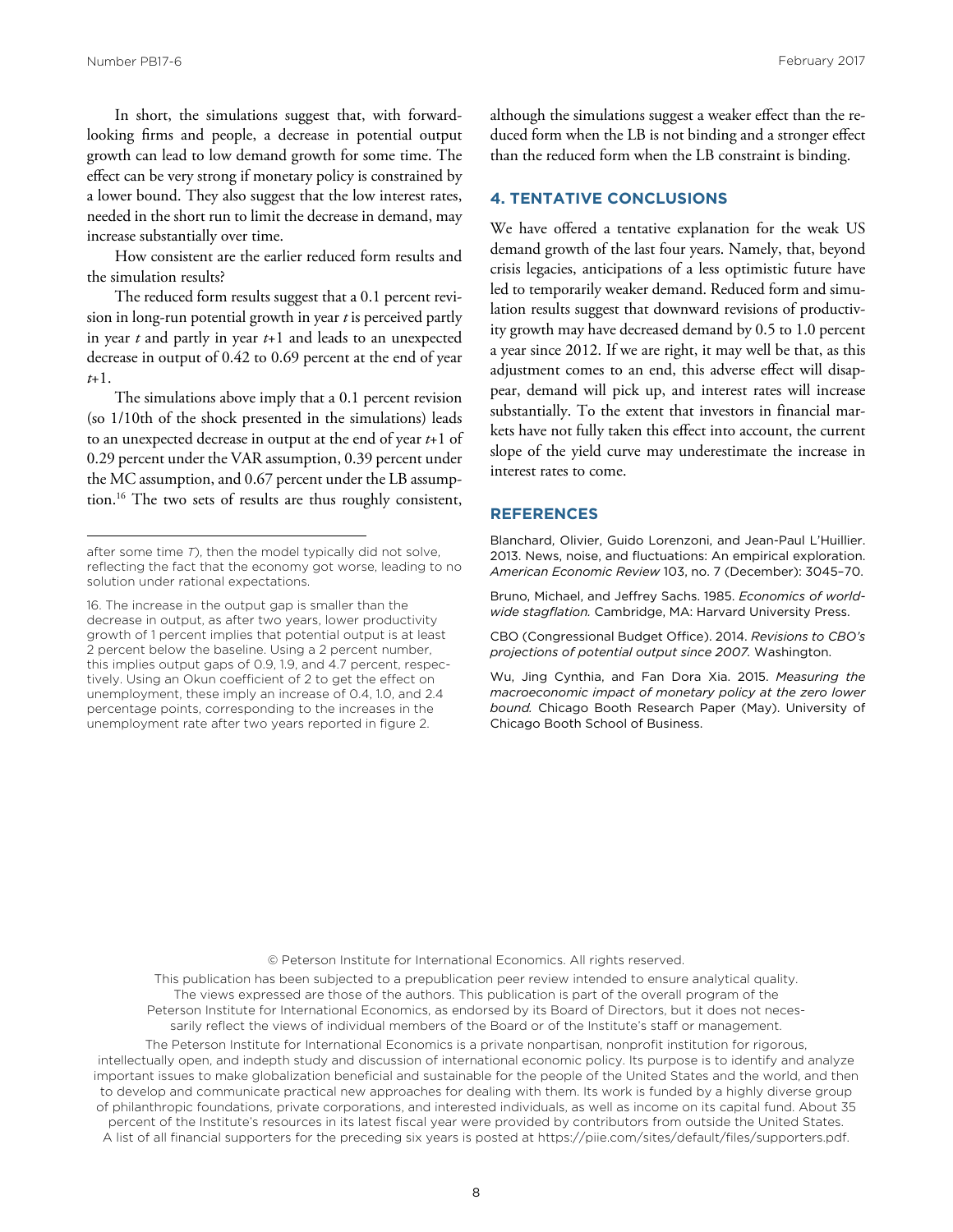In short, the simulations suggest that, with forward-looking firms and people, a decrease in potential output growth can lead to low demand growth for some time. The effect can be very strong if monetary policy is constrained by a lower bound. They also suggest that the low interest rates, needed in the short run to limit the decrease in demand, may increase substantially over time.

How consistent are the earlier reduced form results and the simulation results?

The reduced form results suggest that a 0.1 percent revision in long-run potential growth in year $t$ is perceived partly in year $t$ and partly in year $t$+1 and leads to an unexpected decrease in output of 0.42 to 0.69 percent at the end of year $t$+1.

The simulations above imply that a 0.1 percent revision (so 1/10th of the shock presented in the simulations) leads to an unexpected decrease in output at the end of year $t$+1 of 0.29 percent under the VAR assumption, 0.39 percent under the MC assumption, and 0.67 percent under the LB assumption.[16] The two sets of results are thus roughly consistent, although the simulations suggest a weaker effect than the reduced form when the LB is not binding and a stronger effect than the reduced form when the LB constraint is binding.

after some time $T$), then the model typically did not solve, reflecting the fact that the economy got worse, leading to no solution under rational expectations.

16. The increase in the output gap is smaller than the decrease in output, as after two years, lower productivity growth of 1 percent implies that potential output is at least 2 percent below the baseline. Using a 2 percent number, this implies output gaps of 0.9, 1.9, and 4.7 percent, respectively. Using an Okun coefficient of 2 to get the effect on unemployment, these imply an increase of 0.4, 1.0, and 2.4 percentage points, corresponding to the increases in the unemployment rate after two years reported in figure 2.

## 4. TENTATIVE CONCLUSIONS

We have offered a tentative explanation for the weak US demand growth of the last four years. Namely, that, beyond crisis legacies, anticipations of a less optimistic future have led to temporarily weaker demand. Reduced form and simulation results suggest that downward revisions of productivity growth may have decreased demand by 0.5 to 1.0 percent a year since 2012. If we are right, it may well be that, as this adjustment comes to an end, this adverse effect will disappear, demand will pick up, and interest rates will increase substantially. To the extent that investors in financial markets have not fully taken this effect into account, the current slope of the yield curve may underestimate the increase in interest rates to come.

## REFERENCES

Blanchard, Olivier, Guido Lorenzoni, and Jean-Paul L'Huillier. 2013. News, noise, and fluctuations: An empirical exploration. *American Economic Review* 103, no. 7 (December): 3045–70.

Bruno, Michael, and Jeffrey Sachs. 1985. *Economics of worldwide stagflation.* Cambridge, MA: Harvard University Press.

CBO (Congressional Budget Office). 2014. *Revisions to CBO's projections of potential output since 2007.* Washington.

Wu, Jing Cynthia, and Fan Dora Xia. 2015. *Measuring the macroeconomic impact of monetary policy at the zero lower bound.* Chicago Booth Research Paper (May). University of Chicago Booth School of Business.

© Peterson Institute for International Economics. All rights reserved.

This publication has been subjected to a prepublication peer review intended to ensure analytical quality. The views expressed are those of the authors. This publication is part of the overall program of the Peterson Institute for International Economics, as endorsed by its Board of Directors, but it does not necessarily reflect the views of individual members of the Board or of the Institute's staff or management.

The Peterson Institute for International Economics is a private nonpartisan, nonprofit institution for rigorous, intellectually open, and indepth study and discussion of international economic policy. Its purpose is to identify and analyze important issues to make globalization beneficial and sustainable for the people of the United States and the world, and then to develop and communicate practical new approaches for dealing with them. Its work is funded by a highly diverse group of philanthropic foundations, private corporations, and interested individuals, as well as income on its capital fund. About 35 percent of the Institute's resources in its latest fiscal year were provided by contributors from outside the United States. A list of all financial supporters for the preceding six years is posted at https://piie.com/sites/default/files/supporters.pdf.